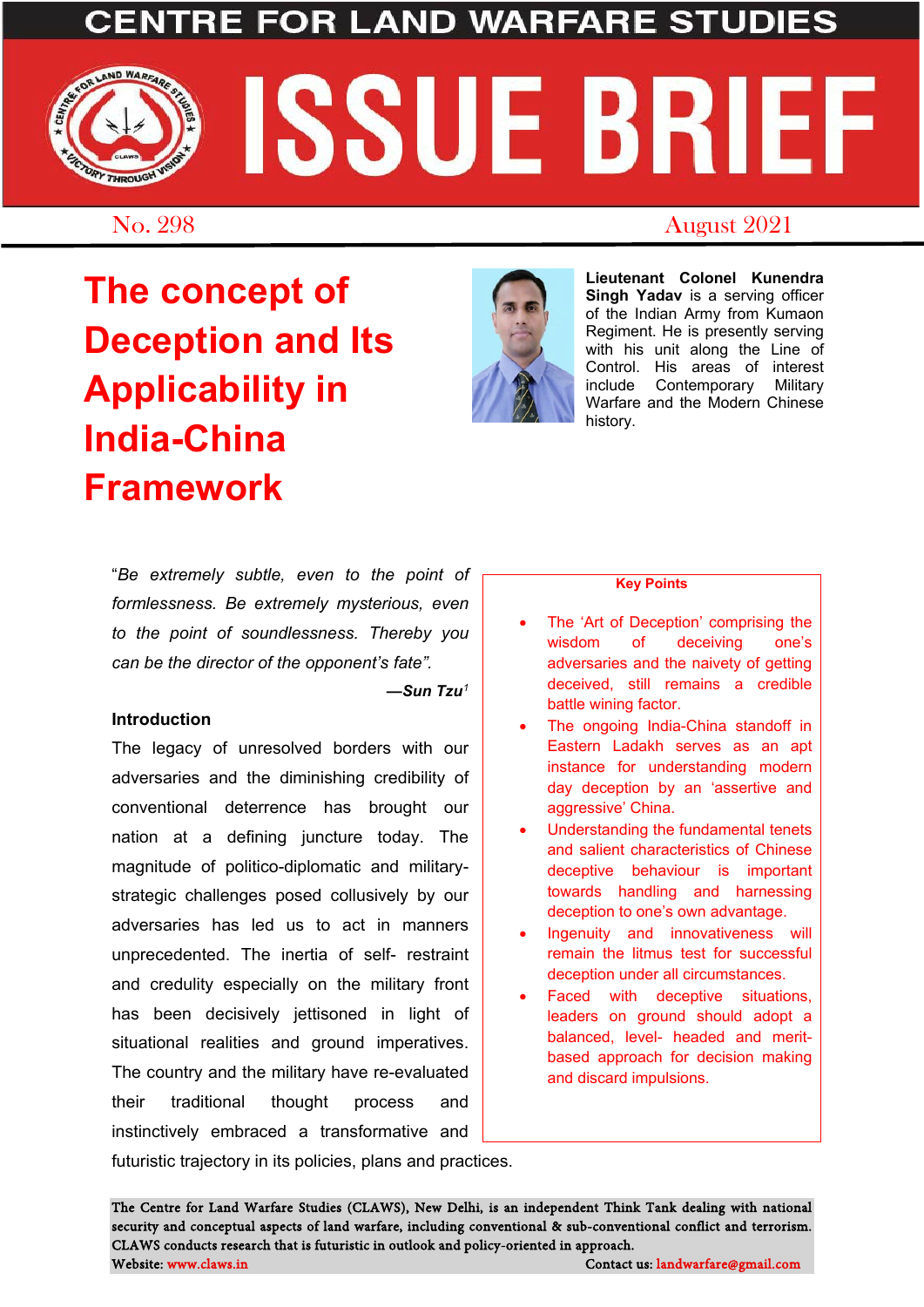# CENTRE FOR LAND WARFARE STUDIES

# ISSUE BRIEF

No. 298 August 2021

# The concept of Deception and Its Applicability in India-China Framework

**Lieutenant Colonel Kunendra Singh Yadav** is a serving officer of the Indian Army from Kumaon Regiment. He is presently serving with his unit along the Line of Control. His areas of interest include Contemporary Military Warfare and the Modern Chinese history.

"*Be extremely subtle, even to the point of formlessness. Be extremely mysterious, even to the point of soundlessness. Thereby you can be the director of the opponent's fate*".

***—Sun Tzu***[1]

**Key Points**

- The 'Art of Deception' comprising the wisdom of deceiving one's adversaries and the naivety of getting deceived, still remains a credible battle wining factor.
- The ongoing India-China standoff in Eastern Ladakh serves as an apt instance for understanding modern day deception by an 'assertive and aggressive' China.
- Understanding the fundamental tenets and salient characteristics of Chinese deceptive behaviour is important towards handling and harnessing deception to one's own advantage.
- Ingenuity and innovativeness will remain the litmus test for successful deception under all circumstances.
- Faced with deceptive situations, leaders on ground should adopt a balanced, level- headed and merit-based approach for decision making and discard impulsions.

## Introduction

The legacy of unresolved borders with our adversaries and the diminishing credibility of conventional deterrence has brought our nation at a defining juncture today. The magnitude of politico-diplomatic and military-strategic challenges posed collusively by our adversaries has led us to act in manners unprecedented. The inertia of self- restraint and credulity especially on the military front has been decisively jettisoned in light of situational realities and ground imperatives. The country and the military have re-evaluated their traditional thought process and instinctively embraced a transformative and futuristic trajectory in its policies, plans and practices.

The Centre for Land Warfare Studies (CLAWS), New Delhi, is an independent Think Tank dealing with national security and conceptual aspects of land warfare, including conventional & sub-conventional conflict and terrorism. CLAWS conducts research that is futuristic in outlook and policy-oriented in approach.

Website: www.claws.in Contact us: landwarfare@gmail.com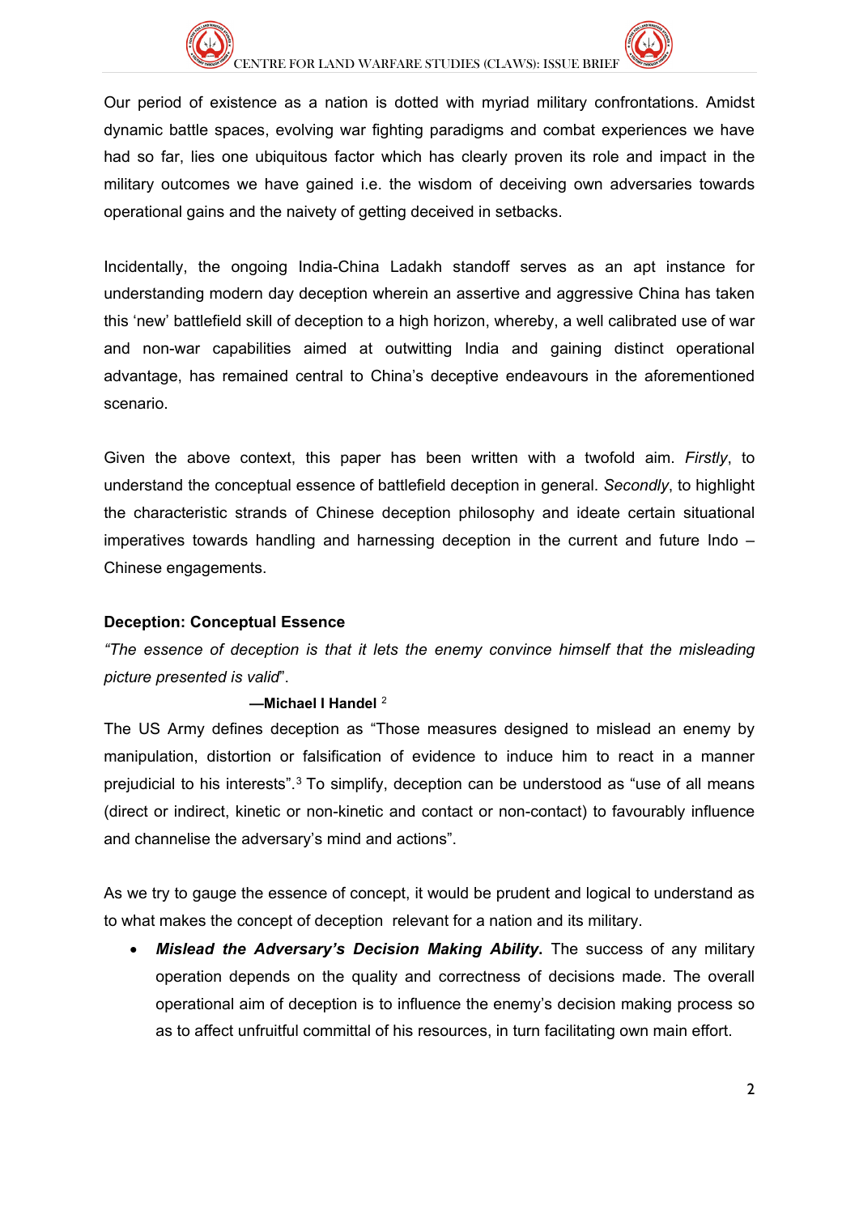Our period of existence as a nation is dotted with myriad military confrontations. Amidst dynamic battle spaces, evolving war fighting paradigms and combat experiences we have had so far, lies one ubiquitous factor which has clearly proven its role and impact in the military outcomes we have gained i.e. the wisdom of deceiving own adversaries towards operational gains and the naivety of getting deceived in setbacks.

Incidentally, the ongoing India-China Ladakh standoff serves as an apt instance for understanding modern day deception wherein an assertive and aggressive China has taken this 'new' battlefield skill of deception to a high horizon, whereby, a well calibrated use of war and non-war capabilities aimed at outwitting India and gaining distinct operational advantage, has remained central to China's deceptive endeavours in the aforementioned scenario.

Given the above context, this paper has been written with a twofold aim. *Firstly*, to understand the conceptual essence of battlefield deception in general. *Secondly*, to highlight the characteristic strands of Chinese deception philosophy and ideate certain situational imperatives towards handling and harnessing deception in the current and future Indo – Chinese engagements.

**Deception: Conceptual Essence**

*"The essence of deception is that it lets the enemy convince himself that the misleading picture presented is valid*".

**—Michael I Handel** [2]

The US Army defines deception as "Those measures designed to mislead an enemy by manipulation, distortion or falsification of evidence to induce him to react in a manner prejudicial to his interests".[3] To simplify, deception can be understood as "use of all means (direct or indirect, kinetic or non-kinetic and contact or non-contact) to favourably influence and channelise the adversary's mind and actions".

As we try to gauge the essence of concept, it would be prudent and logical to understand as to what makes the concept of deception relevant for a nation and its military.

- ***Mislead the Adversary's Decision Making Ability***. The success of any military operation depends on the quality and correctness of decisions made. The overall operational aim of deception is to influence the enemy's decision making process so as to affect unfruitful committal of his resources, in turn facilitating own main effort.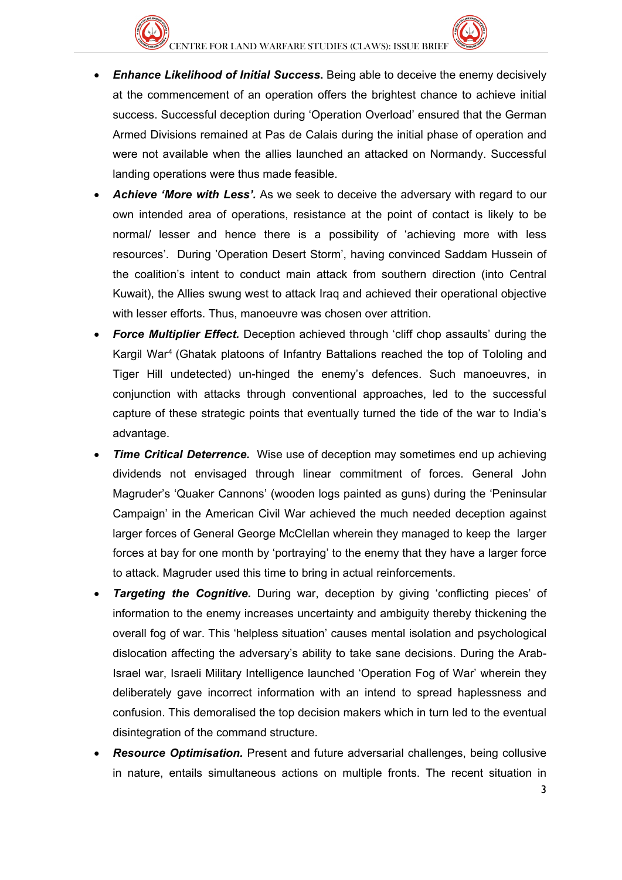- ***Enhance Likelihood of Initial Success.*** Being able to deceive the enemy decisively at the commencement of an operation offers the brightest chance to achieve initial success. Successful deception during 'Operation Overload' ensured that the German Armed Divisions remained at Pas de Calais during the initial phase of operation and were not available when the allies launched an attacked on Normandy. Successful landing operations were thus made feasible.
- ***Achieve 'More with Less'.*** As we seek to deceive the adversary with regard to our own intended area of operations, resistance at the point of contact is likely to be normal/ lesser and hence there is a possibility of 'achieving more with less resources'. During 'Operation Desert Storm', having convinced Saddam Hussein of the coalition's intent to conduct main attack from southern direction (into Central Kuwait), the Allies swung west to attack Iraq and achieved their operational objective with lesser efforts. Thus, manoeuvre was chosen over attrition.
- ***Force Multiplier Effect.*** Deception achieved through 'cliff chop assaults' during the Kargil War[4] (Ghatak platoons of Infantry Battalions reached the top of Tololing and Tiger Hill undetected) un-hinged the enemy's defences. Such manoeuvres, in conjunction with attacks through conventional approaches, led to the successful capture of these strategic points that eventually turned the tide of the war to India's advantage.
- ***Time Critical Deterrence.*** Wise use of deception may sometimes end up achieving dividends not envisaged through linear commitment of forces. General John Magruder's 'Quaker Cannons' (wooden logs painted as guns) during the 'Peninsular Campaign' in the American Civil War achieved the much needed deception against larger forces of General George McClellan wherein they managed to keep the larger forces at bay for one month by 'portraying' to the enemy that they have a larger force to attack. Magruder used this time to bring in actual reinforcements.
- ***Targeting the Cognitive.*** During war, deception by giving 'conflicting pieces' of information to the enemy increases uncertainty and ambiguity thereby thickening the overall fog of war. This 'helpless situation' causes mental isolation and psychological dislocation affecting the adversary's ability to take sane decisions. During the Arab-Israel war, Israeli Military Intelligence launched 'Operation Fog of War' wherein they deliberately gave incorrect information with an intend to spread haplessness and confusion. This demoralised the top decision makers which in turn led to the eventual disintegration of the command structure.
- ***Resource Optimisation.*** Present and future adversarial challenges, being collusive in nature, entails simultaneous actions on multiple fronts. The recent situation in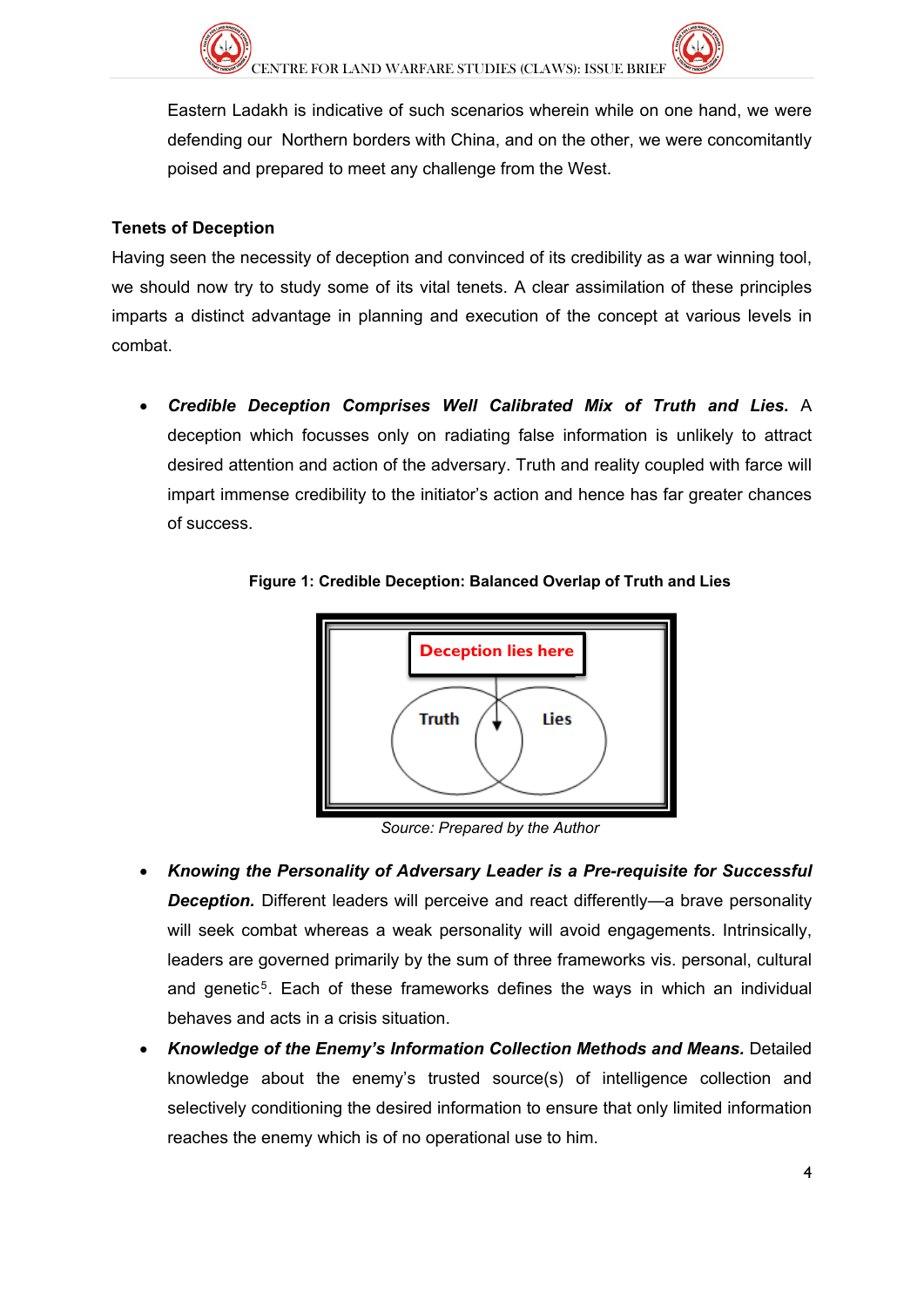Eastern Ladakh is indicative of such scenarios wherein while on one hand, we were defending our Northern borders with China, and on the other, we were concomitantly poised and prepared to meet any challenge from the West.

**Tenets of Deception**

Having seen the necessity of deception and convinced of its credibility as a war winning tool, we should now try to study some of its vital tenets. A clear assimilation of these principles imparts a distinct advantage in planning and execution of the concept at various levels in combat.

- ***Credible Deception Comprises Well Calibrated Mix of Truth and Lies.*** A deception which focusses only on radiating false information is unlikely to attract desired attention and action of the adversary. Truth and reality coupled with farce will impart immense credibility to the initiator's action and hence has far greater chances of success.

**Figure 1: Credible Deception: Balanced Overlap of Truth and Lies**

Deception lies here

Truth

Lies

*Source: Prepared by the Author*

- ***Knowing the Personality of Adversary Leader is a Pre-requisite for Successful Deception.*** Different leaders will perceive and react differently—a brave personality will seek combat whereas a weak personality will avoid engagements. Intrinsically, leaders are governed primarily by the sum of three frameworks vis. personal, cultural and genetic[5]. Each of these frameworks defines the ways in which an individual behaves and acts in a crisis situation.
- ***Knowledge of the Enemy's Information Collection Methods and Means.*** Detailed knowledge about the enemy's trusted source(s) of intelligence collection and selectively conditioning the desired information to ensure that only limited information reaches the enemy which is of no operational use to him.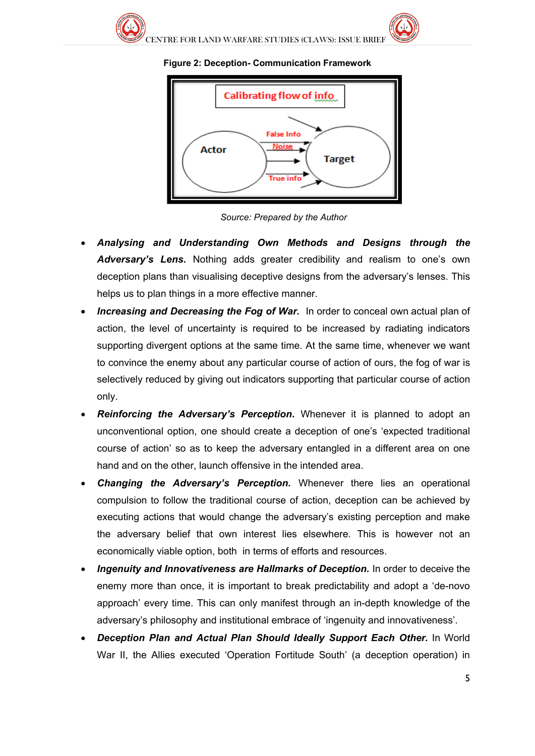**Figure 2: Deception- Communication Framework**

Source: Prepared by the Author

- ***Analysing and Understanding Own Methods and Designs through the Adversary's Lens.*** Nothing adds greater credibility and realism to one's own deception plans than visualising deceptive designs from the adversary's lenses. This helps us to plan things in a more effective manner.
- ***Increasing and Decreasing the Fog of War.*** In order to conceal own actual plan of action, the level of uncertainty is required to be increased by radiating indicators supporting divergent options at the same time. At the same time, whenever we want to convince the enemy about any particular course of action of ours, the fog of war is selectively reduced by giving out indicators supporting that particular course of action only.
- ***Reinforcing the Adversary's Perception.*** Whenever it is planned to adopt an unconventional option, one should create a deception of one's 'expected traditional course of action' so as to keep the adversary entangled in a different area on one hand and on the other, launch offensive in the intended area.
- ***Changing the Adversary's Perception.*** Whenever there lies an operational compulsion to follow the traditional course of action, deception can be achieved by executing actions that would change the adversary's existing perception and make the adversary belief that own interest lies elsewhere. This is however not an economically viable option, both in terms of efforts and resources.
- ***Ingenuity and Innovativeness are Hallmarks of Deception.*** In order to deceive the enemy more than once, it is important to break predictability and adopt a 'de-novo approach' every time. This can only manifest through an in-depth knowledge of the adversary's philosophy and institutional embrace of 'ingenuity and innovativeness'.
- ***Deception Plan and Actual Plan Should Ideally Support Each Other.*** In World War II, the Allies executed 'Operation Fortitude South' (a deception operation) in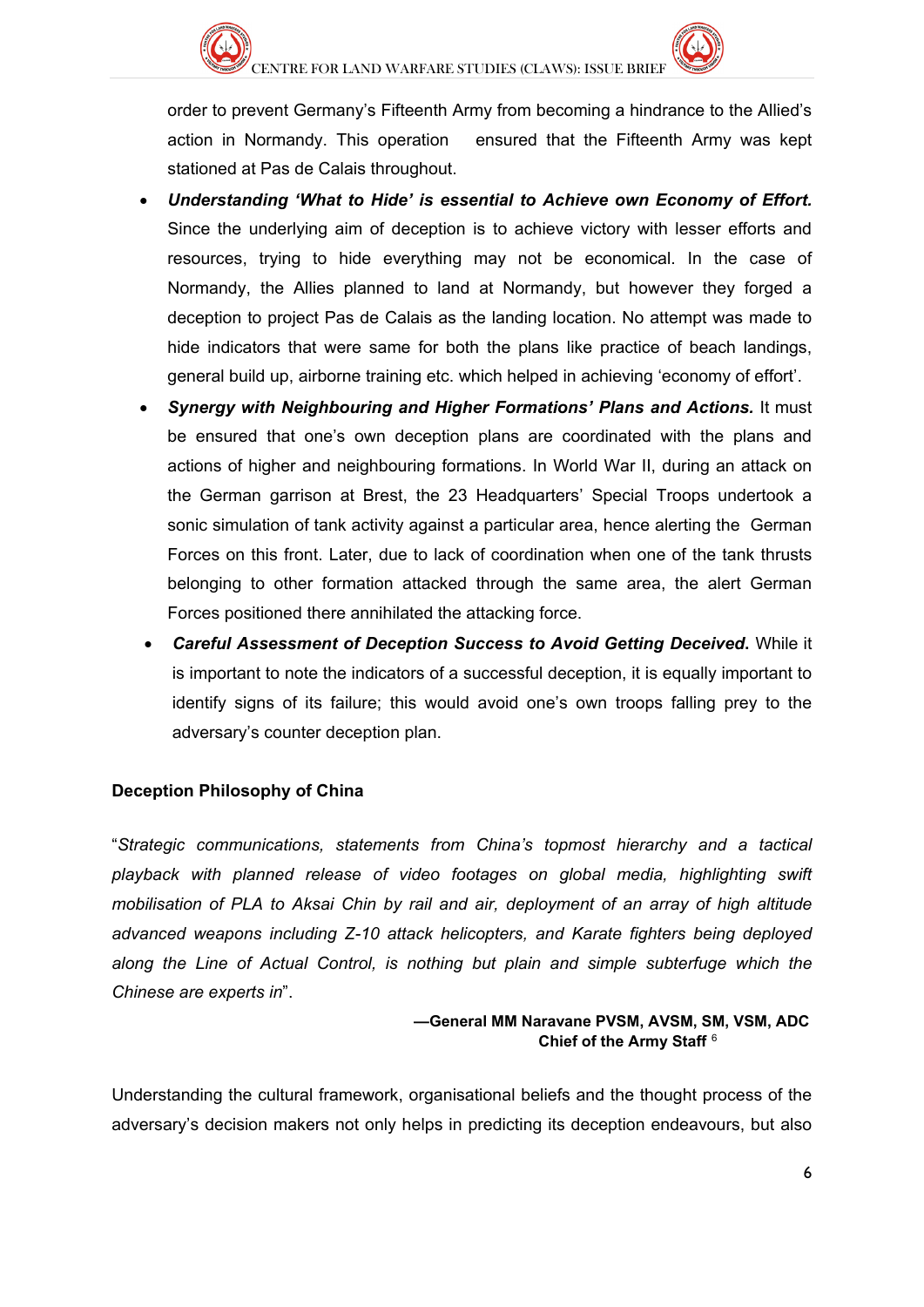order to prevent Germany's Fifteenth Army from becoming a hindrance to the Allied's action in Normandy. This operation ensured that the Fifteenth Army was kept stationed at Pas de Calais throughout.

- ***Understanding 'What to Hide' is essential to Achieve own Economy of Effort.*** Since the underlying aim of deception is to achieve victory with lesser efforts and resources, trying to hide everything may not be economical. In the case of Normandy, the Allies planned to land at Normandy, but however they forged a deception to project Pas de Calais as the landing location. No attempt was made to hide indicators that were same for both the plans like practice of beach landings, general build up, airborne training etc. which helped in achieving 'economy of effort'.
- ***Synergy with Neighbouring and Higher Formations' Plans and Actions.*** It must be ensured that one's own deception plans are coordinated with the plans and actions of higher and neighbouring formations. In World War II, during an attack on the German garrison at Brest, the 23 Headquarters' Special Troops undertook a sonic simulation of tank activity against a particular area, hence alerting the German Forces on this front. Later, due to lack of coordination when one of the tank thrusts belonging to other formation attacked through the same area, the alert German Forces positioned there annihilated the attacking force.
- ***Careful Assessment of Deception Success to Avoid Getting Deceived.*** While it is important to note the indicators of a successful deception, it is equally important to identify signs of its failure; this would avoid one's own troops falling prey to the adversary's counter deception plan.

**Deception Philosophy of China**

"*Strategic communications, statements from China's topmost hierarchy and a tactical playback with planned release of video footages on global media, highlighting swift mobilisation of PLA to Aksai Chin by rail and air, deployment of an array of high altitude advanced weapons including Z-10 attack helicopters, and Karate fighters being deployed along the Line of Actual Control, is nothing but plain and simple subterfuge which the Chinese are experts in*".

**—General MM Naravane PVSM, AVSM, SM, VSM, ADC**
**Chief of the Army Staff** [6]

Understanding the cultural framework, organisational beliefs and the thought process of the adversary's decision makers not only helps in predicting its deception endeavours, but also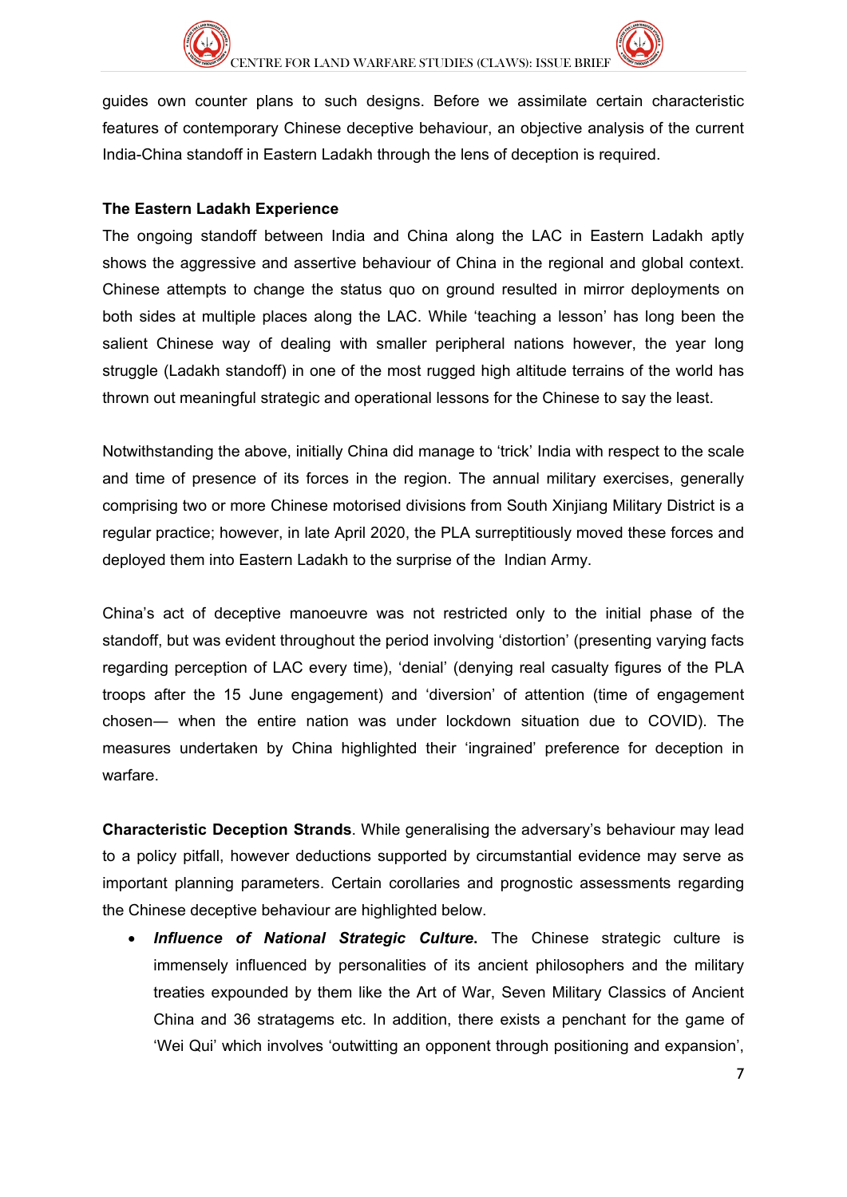guides own counter plans to such designs. Before we assimilate certain characteristic features of contemporary Chinese deceptive behaviour, an objective analysis of the current India-China standoff in Eastern Ladakh through the lens of deception is required.

**The Eastern Ladakh Experience**

The ongoing standoff between India and China along the LAC in Eastern Ladakh aptly shows the aggressive and assertive behaviour of China in the regional and global context. Chinese attempts to change the status quo on ground resulted in mirror deployments on both sides at multiple places along the LAC. While 'teaching a lesson' has long been the salient Chinese way of dealing with smaller peripheral nations however, the year long struggle (Ladakh standoff) in one of the most rugged high altitude terrains of the world has thrown out meaningful strategic and operational lessons for the Chinese to say the least.

Notwithstanding the above, initially China did manage to 'trick' India with respect to the scale and time of presence of its forces in the region. The annual military exercises, generally comprising two or more Chinese motorised divisions from South Xinjiang Military District is a regular practice; however, in late April 2020, the PLA surreptitiously moved these forces and deployed them into Eastern Ladakh to the surprise of the Indian Army.

China's act of deceptive manoeuvre was not restricted only to the initial phase of the standoff, but was evident throughout the period involving 'distortion' (presenting varying facts regarding perception of LAC every time), 'denial' (denying real casualty figures of the PLA troops after the 15 June engagement) and 'diversion' of attention (time of engagement chosen— when the entire nation was under lockdown situation due to COVID). The measures undertaken by China highlighted their 'ingrained' preference for deception in warfare.

**Characteristic Deception Strands**. While generalising the adversary's behaviour may lead to a policy pitfall, however deductions supported by circumstantial evidence may serve as important planning parameters. Certain corollaries and prognostic assessments regarding the Chinese deceptive behaviour are highlighted below.

- ***Influence of National Strategic Culture.*** The Chinese strategic culture is immensely influenced by personalities of its ancient philosophers and the military treaties expounded by them like the Art of War, Seven Military Classics of Ancient China and 36 stratagems etc. In addition, there exists a penchant for the game of 'Wei Qui' which involves 'outwitting an opponent through positioning and expansion',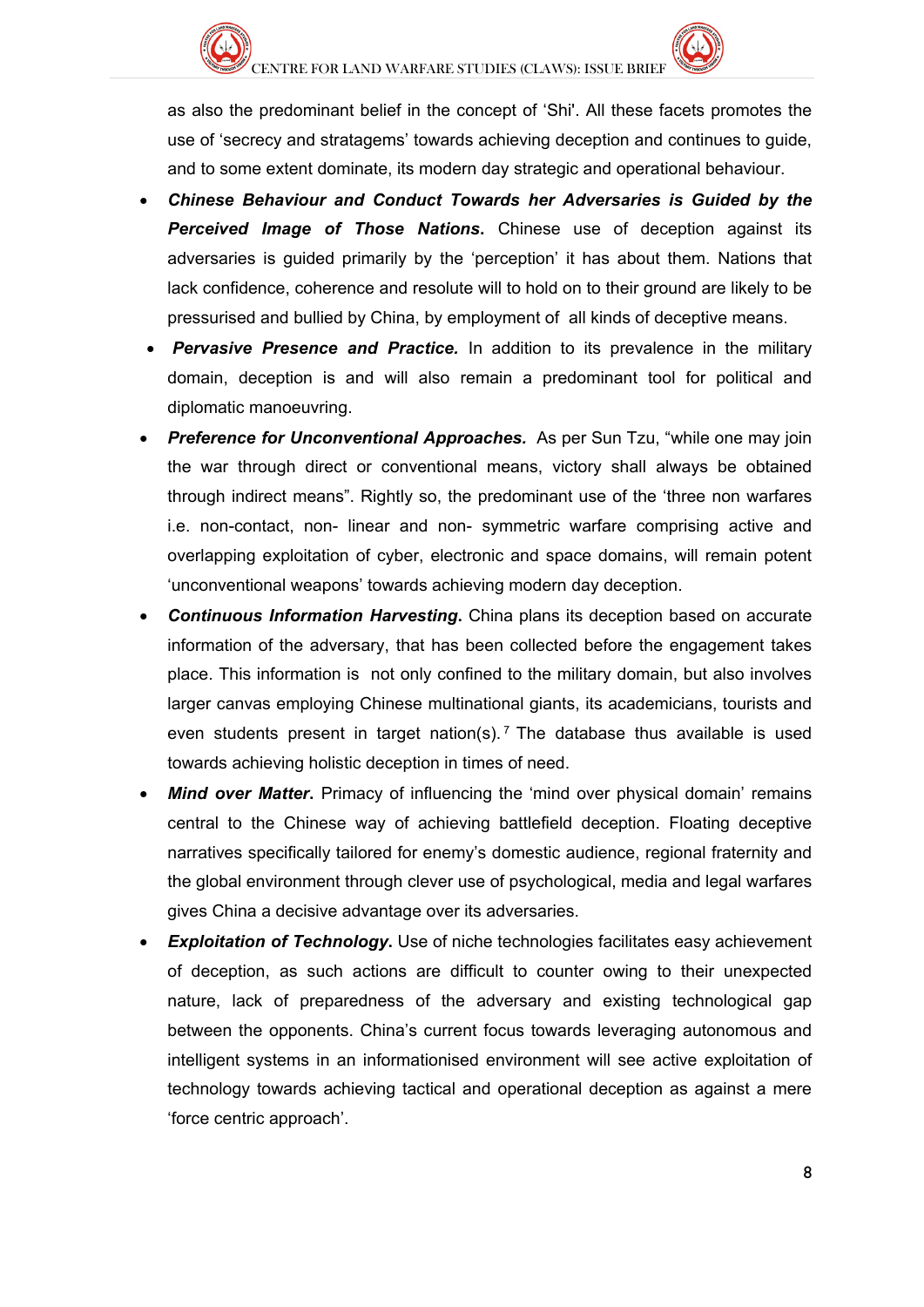as also the predominant belief in the concept of 'Shi'. All these facets promotes the use of 'secrecy and stratagems' towards achieving deception and continues to guide, and to some extent dominate, its modern day strategic and operational behaviour.

- ***Chinese Behaviour and Conduct Towards her Adversaries is Guided by the Perceived Image of Those Nations*.** Chinese use of deception against its adversaries is guided primarily by the 'perception' it has about them. Nations that lack confidence, coherence and resolute will to hold on to their ground are likely to be pressurised and bullied by China, by employment of all kinds of deceptive means.
- ***Pervasive Presence and Practice.*** In addition to its prevalence in the military domain, deception is and will also remain a predominant tool for political and diplomatic manoeuvring.
- ***Preference for Unconventional Approaches.*** As per Sun Tzu, "while one may join the war through direct or conventional means, victory shall always be obtained through indirect means". Rightly so, the predominant use of the 'three non warfares i.e. non-contact, non- linear and non- symmetric warfare comprising active and overlapping exploitation of cyber, electronic and space domains, will remain potent 'unconventional weapons' towards achieving modern day deception.
- ***Continuous Information Harvesting*.** China plans its deception based on accurate information of the adversary, that has been collected before the engagement takes place. This information is not only confined to the military domain, but also involves larger canvas employing Chinese multinational giants, its academicians, tourists and even students present in target nation(s).[7] The database thus available is used towards achieving holistic deception in times of need.
- ***Mind over Matter*.** Primacy of influencing the 'mind over physical domain' remains central to the Chinese way of achieving battlefield deception. Floating deceptive narratives specifically tailored for enemy's domestic audience, regional fraternity and the global environment through clever use of psychological, media and legal warfares gives China a decisive advantage over its adversaries.
- ***Exploitation of Technology*.** Use of niche technologies facilitates easy achievement of deception, as such actions are difficult to counter owing to their unexpected nature, lack of preparedness of the adversary and existing technological gap between the opponents. China's current focus towards leveraging autonomous and intelligent systems in an informationised environment will see active exploitation of technology towards achieving tactical and operational deception as against a mere 'force centric approach'.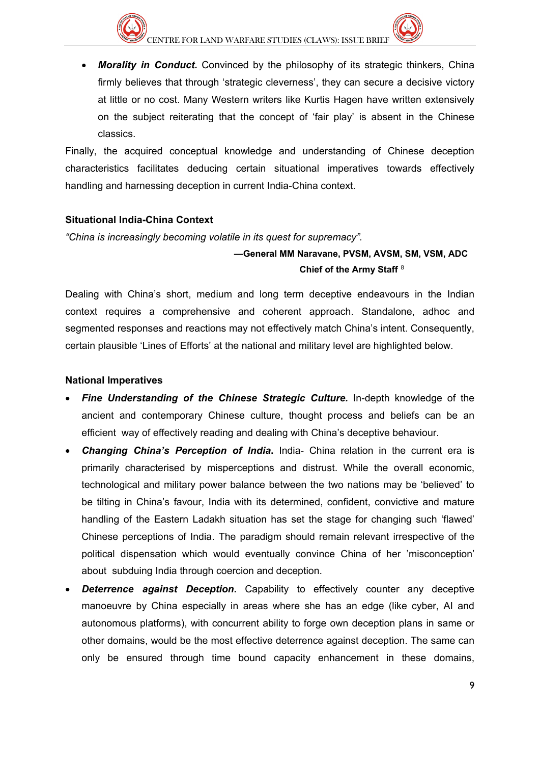- ***Morality in Conduct.*** Convinced by the philosophy of its strategic thinkers, China firmly believes that through 'strategic cleverness', they can secure a decisive victory at little or no cost. Many Western writers like Kurtis Hagen have written extensively on the subject reiterating that the concept of 'fair play' is absent in the Chinese classics.

Finally, the acquired conceptual knowledge and understanding of Chinese deception characteristics facilitates deducing certain situational imperatives towards effectively handling and harnessing deception in current India-China context.

**Situational India-China Context**

*"China is increasingly becoming volatile in its quest for supremacy".*

**—General MM Naravane, PVSM, AVSM, SM, VSM, ADC**
**Chief of the Army Staff** [8]

Dealing with China's short, medium and long term deceptive endeavours in the Indian context requires a comprehensive and coherent approach. Standalone, adhoc and segmented responses and reactions may not effectively match China's intent. Consequently, certain plausible 'Lines of Efforts' at the national and military level are highlighted below.

**National Imperatives**

- ***Fine Understanding of the Chinese Strategic Culture.*** In-depth knowledge of the ancient and contemporary Chinese culture, thought process and beliefs can be an efficient way of effectively reading and dealing with China's deceptive behaviour.
- ***Changing China's Perception of India.*** India- China relation in the current era is primarily characterised by misperceptions and distrust. While the overall economic, technological and military power balance between the two nations may be 'believed' to be tilting in China's favour, India with its determined, confident, convictive and mature handling of the Eastern Ladakh situation has set the stage for changing such 'flawed' Chinese perceptions of India. The paradigm should remain relevant irrespective of the political dispensation which would eventually convince China of her 'misconception' about subduing India through coercion and deception.
- ***Deterrence against Deception.*** Capability to effectively counter any deceptive manoeuvre by China especially in areas where she has an edge (like cyber, AI and autonomous platforms), with concurrent ability to forge own deception plans in same or other domains, would be the most effective deterrence against deception. The same can only be ensured through time bound capacity enhancement in these domains,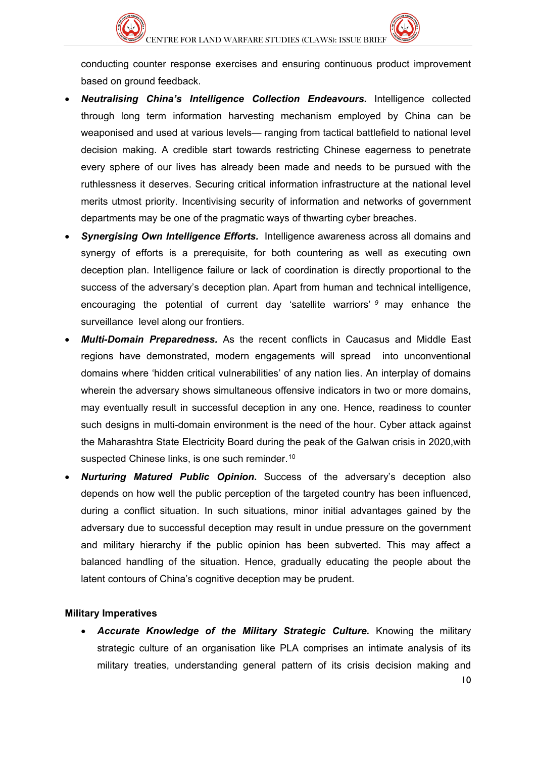conducting counter response exercises and ensuring continuous product improvement based on ground feedback.

- ***Neutralising China's Intelligence Collection Endeavours.*** Intelligence collected through long term information harvesting mechanism employed by China can be weaponised and used at various levels— ranging from tactical battlefield to national level decision making. A credible start towards restricting Chinese eagerness to penetrate every sphere of our lives has already been made and needs to be pursued with the ruthlessness it deserves. Securing critical information infrastructure at the national level merits utmost priority. Incentivising security of information and networks of government departments may be one of the pragmatic ways of thwarting cyber breaches.
- ***Synergising Own Intelligence Efforts.*** Intelligence awareness across all domains and synergy of efforts is a prerequisite, for both countering as well as executing own deception plan. Intelligence failure or lack of coordination is directly proportional to the success of the adversary's deception plan. Apart from human and technical intelligence, encouraging the potential of current day 'satellite warriors' [9] may enhance the surveillance level along our frontiers.
- ***Multi-Domain Preparedness.*** As the recent conflicts in Caucasus and Middle East regions have demonstrated, modern engagements will spread into unconventional domains where 'hidden critical vulnerabilities' of any nation lies. An interplay of domains wherein the adversary shows simultaneous offensive indicators in two or more domains, may eventually result in successful deception in any one. Hence, readiness to counter such designs in multi-domain environment is the need of the hour. Cyber attack against the Maharashtra State Electricity Board during the peak of the Galwan crisis in 2020,with suspected Chinese links, is one such reminder.[10]
- ***Nurturing Matured Public Opinion*****.** Success of the adversary's deception also depends on how well the public perception of the targeted country has been influenced, during a conflict situation. In such situations, minor initial advantages gained by the adversary due to successful deception may result in undue pressure on the government and military hierarchy if the public opinion has been subverted. This may affect a balanced handling of the situation. Hence, gradually educating the people about the latent contours of China's cognitive deception may be prudent.

**Military Imperatives**

- ***Accurate Knowledge of the Military Strategic Culture.*** Knowing the military strategic culture of an organisation like PLA comprises an intimate analysis of its military treaties, understanding general pattern of its crisis decision making and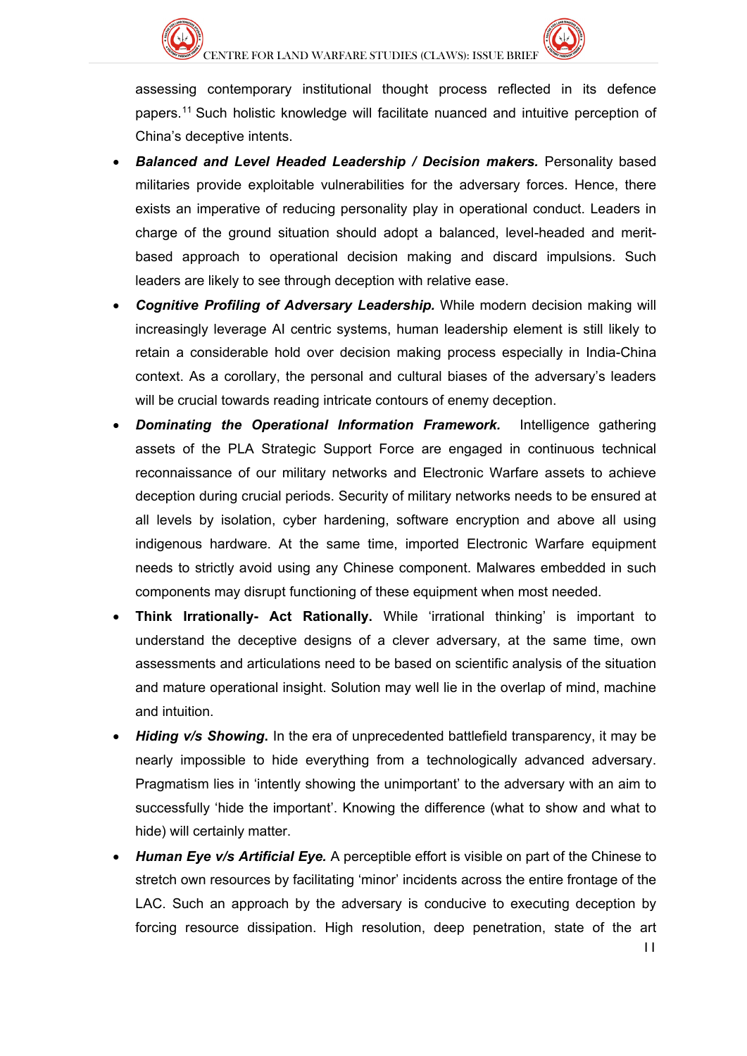assessing contemporary institutional thought process reflected in its defence papers.[11] Such holistic knowledge will facilitate nuanced and intuitive perception of China's deceptive intents.

- ***Balanced and Level Headed Leadership / Decision makers.*** Personality based militaries provide exploitable vulnerabilities for the adversary forces. Hence, there exists an imperative of reducing personality play in operational conduct. Leaders in charge of the ground situation should adopt a balanced, level-headed and merit-based approach to operational decision making and discard impulsions. Such leaders are likely to see through deception with relative ease.
- ***Cognitive Profiling of Adversary Leadership.*** While modern decision making will increasingly leverage AI centric systems, human leadership element is still likely to retain a considerable hold over decision making process especially in India-China context. As a corollary, the personal and cultural biases of the adversary's leaders will be crucial towards reading intricate contours of enemy deception.
- ***Dominating the Operational Information Framework.*** Intelligence gathering assets of the PLA Strategic Support Force are engaged in continuous technical reconnaissance of our military networks and Electronic Warfare assets to achieve deception during crucial periods. Security of military networks needs to be ensured at all levels by isolation, cyber hardening, software encryption and above all using indigenous hardware. At the same time, imported Electronic Warfare equipment needs to strictly avoid using any Chinese component. Malwares embedded in such components may disrupt functioning of these equipment when most needed.
- **Think Irrationally- Act Rationally.** While 'irrational thinking' is important to understand the deceptive designs of a clever adversary, at the same time, own assessments and articulations need to be based on scientific analysis of the situation and mature operational insight. Solution may well lie in the overlap of mind, machine and intuition.
- ***Hiding v/s Showing.*** In the era of unprecedented battlefield transparency, it may be nearly impossible to hide everything from a technologically advanced adversary. Pragmatism lies in 'intently showing the unimportant' to the adversary with an aim to successfully 'hide the important'. Knowing the difference (what to show and what to hide) will certainly matter.
- ***Human Eye v/s Artificial Eye.*** A perceptible effort is visible on part of the Chinese to stretch own resources by facilitating 'minor' incidents across the entire frontage of the LAC. Such an approach by the adversary is conducive to executing deception by forcing resource dissipation. High resolution, deep penetration, state of the art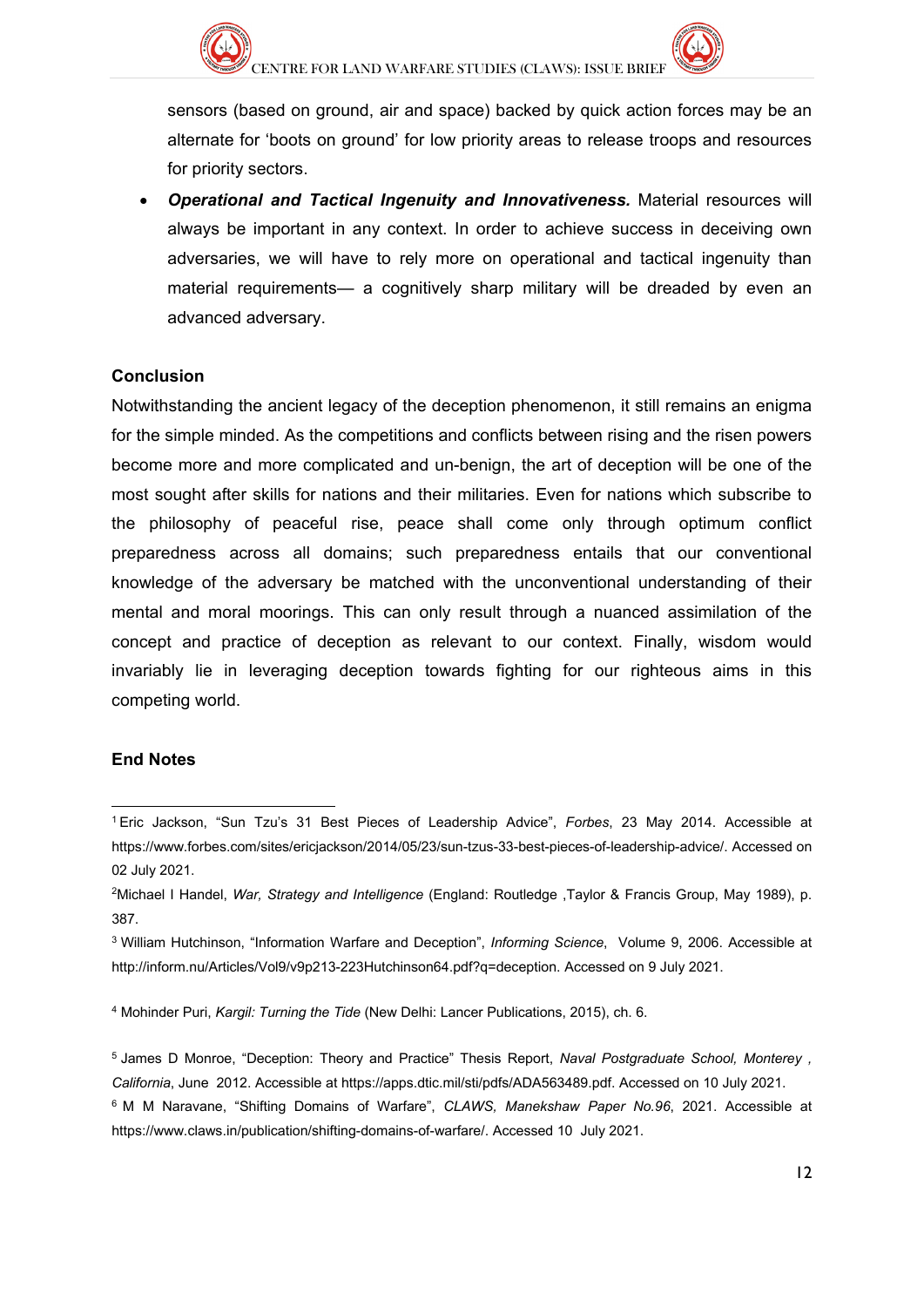sensors (based on ground, air and space) backed by quick action forces may be an alternate for 'boots on ground' for low priority areas to release troops and resources for priority sectors.

- ***Operational and Tactical Ingenuity and Innovativeness.*** Material resources will always be important in any context. In order to achieve success in deceiving own adversaries, we will have to rely more on operational and tactical ingenuity than material requirements— a cognitively sharp military will be dreaded by even an advanced adversary.

## Conclusion

Notwithstanding the ancient legacy of the deception phenomenon, it still remains an enigma for the simple minded. As the competitions and conflicts between rising and the risen powers become more and more complicated and un-benign, the art of deception will be one of the most sought after skills for nations and their militaries. Even for nations which subscribe to the philosophy of peaceful rise, peace shall come only through optimum conflict preparedness across all domains; such preparedness entails that our conventional knowledge of the adversary be matched with the unconventional understanding of their mental and moral moorings. This can only result through a nuanced assimilation of the concept and practice of deception as relevant to our context. Finally, wisdom would invariably lie in leveraging deception towards fighting for our righteous aims in this competing world.

## End Notes

[1] Eric Jackson, "Sun Tzu's 31 Best Pieces of Leadership Advice", *Forbes*, 23 May 2014. Accessible at https://www.forbes.com/sites/ericjackson/2014/05/23/sun-tzus-33-best-pieces-of-leadership-advice/. Accessed on 02 July 2021.

[2] Michael I Handel, *War, Strategy and Intelligence* (England: Routledge ,Taylor & Francis Group, May 1989), p. 387.

[3] William Hutchinson, "Information Warfare and Deception", *Informing Science*, Volume 9, 2006. Accessible at http://inform.nu/Articles/Vol9/v9p213-223Hutchinson64.pdf?q=deception. Accessed on 9 July 2021.

[4] Mohinder Puri, *Kargil: Turning the Tide* (New Delhi: Lancer Publications, 2015), ch. 6.

[5] James D Monroe, "Deception: Theory and Practice" Thesis Report, *Naval Postgraduate School, Monterey , California*, June 2012. Accessible at https://apps.dtic.mil/sti/pdfs/ADA563489.pdf. Accessed on 10 July 2021.

[6] M M Naravane, "Shifting Domains of Warfare", *CLAWS, Manekshaw Paper No.96*, 2021. Accessible at https://www.claws.in/publication/shifting-domains-of-warfare/. Accessed 10 July 2021.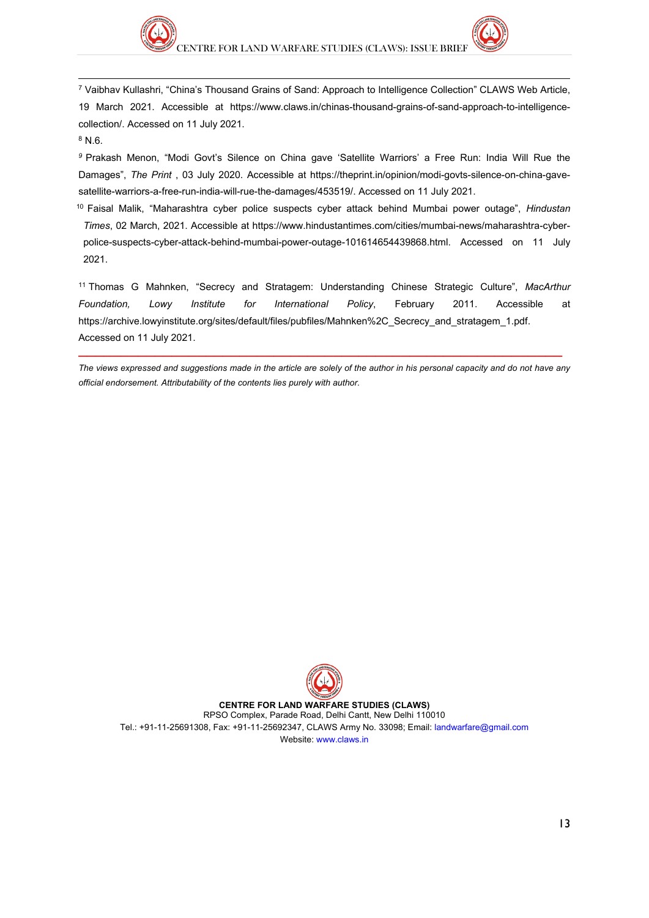[7] Vaibhav Kullashri, “China’s Thousand Grains of Sand: Approach to Intelligence Collection” CLAWS Web Article, 19 March 2021. Accessible at https://www.claws.in/chinas-thousand-grains-of-sand-approach-to-intelligence-collection/. Accessed on 11 July 2021.

[8] N.6.

[9] Prakash Menon, “Modi Govt’s Silence on China gave ‘Satellite Warriors’ a Free Run: India Will Rue the Damages”, *The Print* , 03 July 2020. Accessible at https://theprint.in/opinion/modi-govts-silence-on-china-gave-satellite-warriors-a-free-run-india-will-rue-the-damages/453519/. Accessed on 11 July 2021.

[10] Faisal Malik, “Maharashtra cyber police suspects cyber attack behind Mumbai power outage”, *Hindustan Times*, 02 March, 2021. Accessible at https://www.hindustantimes.com/cities/mumbai-news/maharashtra-cyber-police-suspects-cyber-attack-behind-mumbai-power-outage-101614654439868.html. Accessed on 11 July 2021.

[11] Thomas G Mahnken, “Secrecy and Stratagem: Understanding Chinese Strategic Culture”, *MacArthur Foundation, Lowy Institute for International Policy*, February 2011. Accessible at https://archive.lowyinstitute.org/sites/default/files/pubfiles/Mahnken%2C_Secrecy_and_stratagem_1.pdf. Accessed on 11 July 2021.

---

*The views expressed and suggestions made in the article are solely of the author in his personal capacity and do not have any official endorsement. Attributability of the contents lies purely with author.*

**CENTRE FOR LAND WARFARE STUDIES (CLAWS)**
RPSO Complex, Parade Road, Delhi Cantt, New Delhi 110010
Tel.: +91-11-25691308, Fax: +91-11-25692347, CLAWS Army No. 33098; Email: landwarfare@gmail.com
Website: www.claws.in